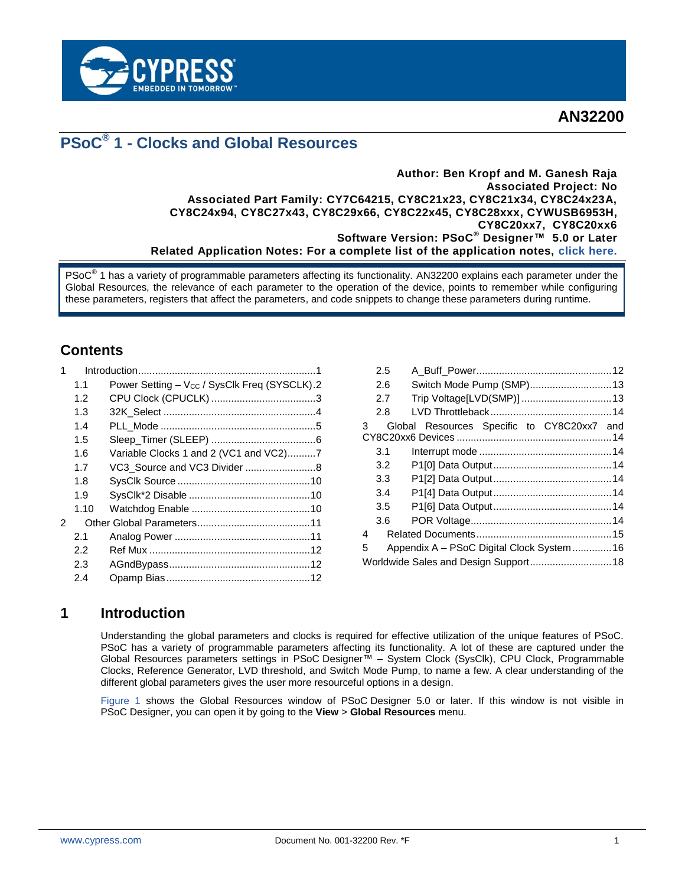# AN32200

# PSoC® 1 - Clocks and Global Resources

**Author: Ben Kropf and M. Ganesh Raja**
**Associated Project: No**
**Associated Part Family: CY7C64215, CY8C21x23, CY8C21x34, CY8C24x23A, CY8C24x94, CY8C27x43, CY8C29x66, CY8C22x45, CY8C28xxx, CYWUSB6953H, CY8C20xx7, CY8C20xx6**
**Software Version: PSoC® Designer™ 5.0 or Later**
**Related Application Notes: For a complete list of the application notes, click here.**

PSoC® 1 has a variety of programmable parameters affecting its functionality. AN32200 explains each parameter under the Global Resources, the relevance of each parameter to the operation of the device, points to remember while configuring these parameters, registers that affect the parameters, and code snippets to change these parameters during runtime.

## Contents

- 1 Introduction ..... 1
  - 1.1 Power Setting – $V_{CC}$ / SysClk Freq (SYSCLK) ..... 2
  - 1.2 CPU Clock (CPUCLK) ..... 3
  - 1.3 32K_Select ..... 4
  - 1.4 PLL_Mode ..... 5
  - 1.5 Sleep_Timer (SLEEP) ..... 6
  - 1.6 Variable Clocks 1 and 2 (VC1 and VC2) ..... 7
  - 1.7 VC3_Source and VC3 Divider ..... 8
  - 1.8 SysClk Source ..... 10
  - 1.9 SysClk*2 Disable ..... 10
  - 1.10 Watchdog Enable ..... 10
- 2 Other Global Parameters ..... 11
  - 2.1 Analog Power ..... 11
  - 2.2 Ref Mux ..... 12
  - 2.3 AGndBypass ..... 12
  - 2.4 Opamp Bias ..... 12
  - 2.5 A_Buff_Power ..... 12
  - 2.6 Switch Mode Pump (SMP) ..... 13
  - 2.7 Trip Voltage[LVD(SMP)] ..... 13
  - 2.8 LVD Throttleback ..... 14
- 3 Global Resources Specific to CY8C20xx7 and CY8C20xx6 Devices ..... 14
  - 3.1 Interrupt mode ..... 14
  - 3.2 P1[0] Data Output ..... 14
  - 3.3 P1[2] Data Output ..... 14
  - 3.4 P1[4] Data Output ..... 14
  - 3.5 P1[6] Data Output ..... 14
  - 3.6 POR Voltage ..... 14
- 4 Related Documents ..... 15
- 5 Appendix A – PSoC Digital Clock System ..... 16
- Worldwide Sales and Design Support ..... 18

## 1 Introduction

Understanding the global parameters and clocks is required for effective utilization of the unique features of PSoC. PSoC has a variety of programmable parameters affecting its functionality. A lot of these are captured under the Global Resources parameters settings in PSoC Designer™ – System Clock (SysClk), CPU Clock, Programmable Clocks, Reference Generator, LVD threshold, and Switch Mode Pump, to name a few. A clear understanding of the different global parameters gives the user more resourceful options in a design.

Figure 1 shows the Global Resources window of PSoC Designer 5.0 or later. If this window is not visible in PSoC Designer, you can open it by going to the **View** > **Global Resources** menu.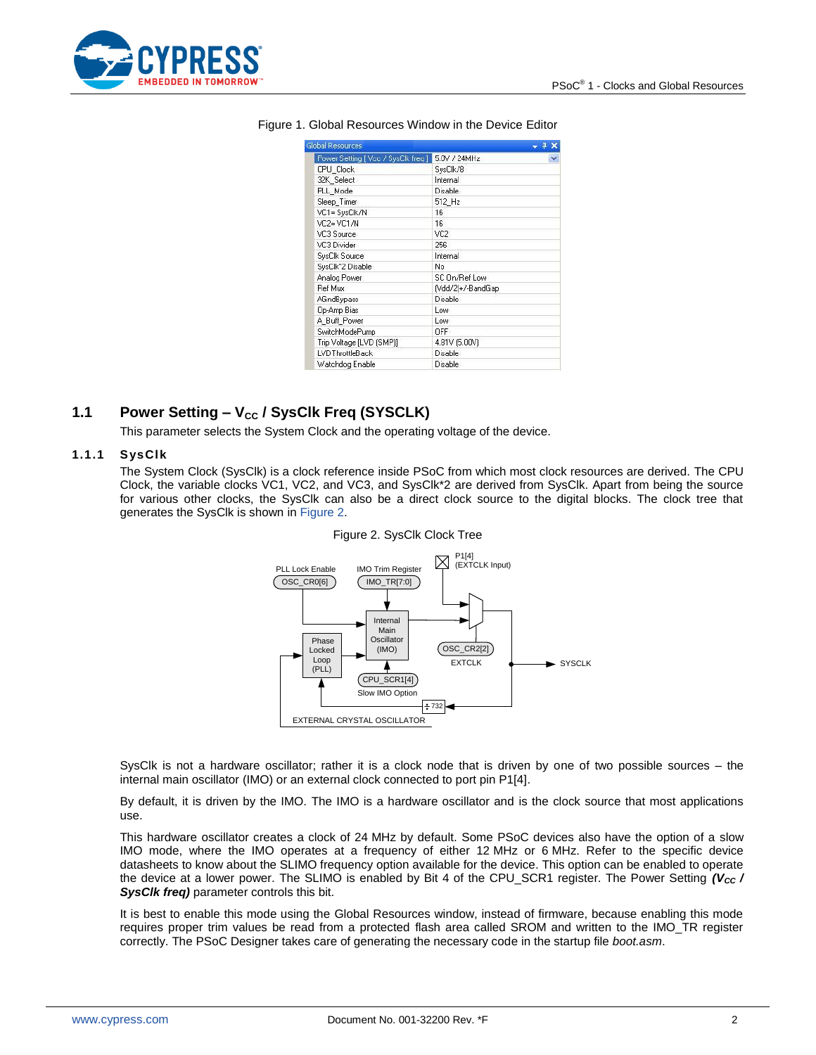Figure 1. Global Resources Window in the Device Editor

| Global Resources | |
|---|---|
| Power Setting [ Vcc / SysClk freq ] | 5.0V / 24MHz |
| CPU_Clock | SysClk/8 |
| 32K_Select | Internal |
| PLL_Mode | Disable |
| Sleep_Timer | 512_Hz |
| VC1= SysClk/N | 16 |
| VC2= VC1/N | 16 |
| VC3 Source | VC2 |
| VC3 Divider | 256 |
| SysClk Source | Internal |
| SysClk*2 Disable | No |
| Analog Power | SC On/Ref Low |
| Ref Mux | (Vdd/2)+/-BandGap |
| AGndBypass | Disable |
| Op-Amp Bias | Low |
| A_Buff_Power | Low |
| SwitchModePump | OFF |
| Trip Voltage [LVD (SMP)] | 4.81V (5.00V) |
| LVDThrottleBack | Disable |
| Watchdog Enable | Disable |

## 1.1 Power Setting – $V_{CC}$ / SysClk Freq (SYSCLK)

This parameter selects the System Clock and the operating voltage of the device.

### 1.1.1 SysClk

The System Clock (SysClk) is a clock reference inside PSoC from which most clock resources are derived. The CPU Clock, the variable clocks VC1, VC2, and VC3, and SysClk*2 are derived from SysClk. Apart from being the source for various other clocks, the SysClk can also be a direct clock source to the digital blocks. The clock tree that generates the SysClk is shown in Figure 2.

Figure 2. SysClk Clock Tree

SysClk is not a hardware oscillator; rather it is a clock node that is driven by one of two possible sources – the internal main oscillator (IMO) or an external clock connected to port pin P1[4].

By default, it is driven by the IMO. The IMO is a hardware oscillator and is the clock source that most applications use.

This hardware oscillator creates a clock of 24 MHz by default. Some PSoC devices also have the option of a slow IMO mode, where the IMO operates at a frequency of either 12 MHz or 6 MHz. Refer to the specific device datasheets to know about the SLIMO frequency option available for the device. This option can be enabled to operate the device at a lower power. The SLIMO is enabled by Bit 4 of the CPU_SCR1 register. The Power Setting ***($V_{CC}$ / SysClk freq)*** parameter controls this bit.

It is best to enable this mode using the Global Resources window, instead of firmware, because enabling this mode requires proper trim values be read from a protected flash area called SROM and written to the IMO_TR register correctly. The PSoC Designer takes care of generating the necessary code in the startup file *boot.asm*.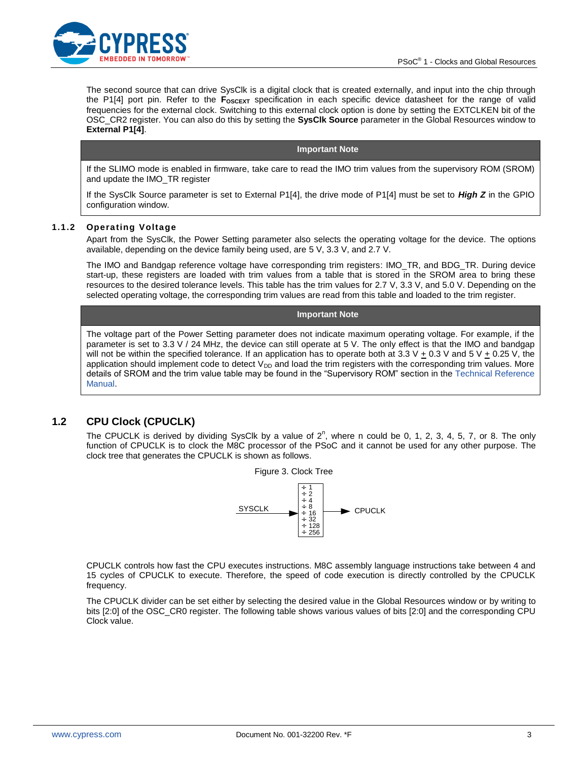The second source that can drive SysClk is a digital clock that is created externally, and input into the chip through the P1[4] port pin. Refer to the $\mathbf{F_{OSCEXT}}$ specification in each specific device datasheet for the range of valid frequencies for the external clock. Switching to this external clock option is done by setting the EXTCLKEN bit of the OSC_CR2 register. You can also do this by setting the **SysClk Source** parameter in the Global Resources window to **External P1[4]**.

| Important Note |
| --- |
| If the SLIMO mode is enabled in firmware, take care to read the IMO trim values from the supervisory ROM (SROM) and update the IMO_TR register<br><br>If the SysClk Source parameter is set to External P1[4], the drive mode of P1[4] must be set to ***High Z*** in the GPIO configuration window. |

### 1.1.2 Operating Voltage

Apart from the SysClk, the Power Setting parameter also selects the operating voltage for the device. The options available, depending on the device family being used, are 5 V, 3.3 V, and 2.7 V.

The IMO and Bandgap reference voltage have corresponding trim registers: IMO_TR, and BDG_TR. During device start-up, these registers are loaded with trim values from a table that is stored in the SROM area to bring these resources to the desired tolerance levels. This table has the trim values for 2.7 V, 3.3 V, and 5.0 V. Depending on the selected operating voltage, the corresponding trim values are read from this table and loaded to the trim register.

| Important Note |
| --- |
| The voltage part of the Power Setting parameter does not indicate maximum operating voltage. For example, if the parameter is set to 3.3 V / 24 MHz, the device can still operate at 5 V. The only effect is that the IMO and bandgap will not be within the specified tolerance. If an application has to operate both at 3.3 V $\pm$ 0.3 V and 5 V $\pm$ 0.25 V, the application should implement code to detect $V_{DD}$ and load the trim registers with the corresponding trim values. More details of SROM and the trim value table may be found in the "Supervisory ROM" section in the Technical Reference Manual. |

## 1.2 CPU Clock (CPUCLK)

The CPUCLK is derived by dividing SysClk by a value of $2^n$, where n could be 0, 1, 2, 3, 4, 5, 7, or 8. The only function of CPUCLK is to clock the M8C processor of the PSoC and it cannot be used for any other purpose. The clock tree that generates the CPUCLK is shown as follows.

Figure 3. Clock Tree

SYSCLK → [÷ 1, ÷ 2, ÷ 4, ÷ 8, ÷ 16, ÷ 32, ÷ 128, ÷ 256] → CPUCLK

CPUCLK controls how fast the CPU executes instructions. M8C assembly language instructions take between 4 and 15 cycles of CPUCLK to execute. Therefore, the speed of code execution is directly controlled by the CPUCLK frequency.

The CPUCLK divider can be set either by selecting the desired value in the Global Resources window or by writing to bits [2:0] of the OSC_CR0 register. The following table shows various values of bits [2:0] and the corresponding CPU Clock value.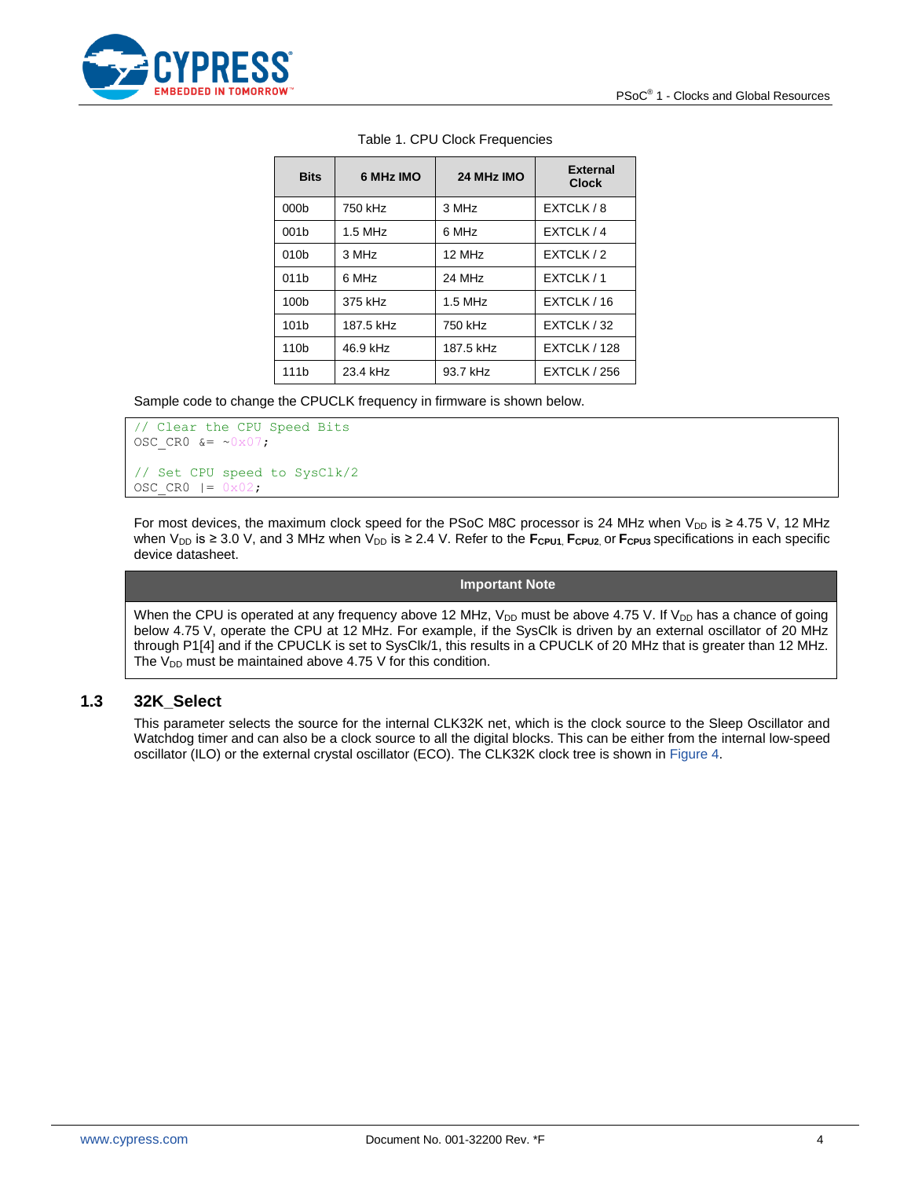Table 1. CPU Clock Frequencies

| Bits | 6 MHz IMO | 24 MHz IMO | External Clock |
|---|---|---|---|
| 000b | 750 kHz | 3 MHz | EXTCLK / 8 |
| 001b | 1.5 MHz | 6 MHz | EXTCLK / 4 |
| 010b | 3 MHz | 12 MHz | EXTCLK / 2 |
| 011b | 6 MHz | 24 MHz | EXTCLK / 1 |
| 100b | 375 kHz | 1.5 MHz | EXTCLK / 16 |
| 101b | 187.5 kHz | 750 kHz | EXTCLK / 32 |
| 110b | 46.9 kHz | 187.5 kHz | EXTCLK / 128 |
| 111b | 23.4 kHz | 93.7 kHz | EXTCLK / 256 |

Sample code to change the CPUCLK frequency in firmware is shown below.

```
// Clear the CPU Speed Bits
OSC_CR0 &= ~0x07;

// Set CPU speed to SysClk/2
OSC_CR0 |= 0x02;
```

For most devices, the maximum clock speed for the PSoC M8C processor is 24 MHz when $V_{DD}$ is ≥ 4.75 V, 12 MHz when $V_{DD}$ is ≥ 3.0 V, and 3 MHz when $V_{DD}$ is ≥ 2.4 V. Refer to the **$F_{CPU1}$**, **$F_{CPU2}$**, or **$F_{CPU3}$** specifications in each specific device datasheet.

**Important Note**

When the CPU is operated at any frequency above 12 MHz, $V_{DD}$ must be above 4.75 V. If $V_{DD}$ has a chance of going below 4.75 V, operate the CPU at 12 MHz. For example, if the SysClk is driven by an external oscillator of 20 MHz through P1[4] and if the CPUCLK is set to SysClk/1, this results in a CPUCLK of 20 MHz that is greater than 12 MHz. The $V_{DD}$ must be maintained above 4.75 V for this condition.

## 1.3 32K_Select

This parameter selects the source for the internal CLK32K net, which is the clock source to the Sleep Oscillator and Watchdog timer and can also be a clock source to all the digital blocks. This can be either from the internal low-speed oscillator (ILO) or the external crystal oscillator (ECO). The CLK32K clock tree is shown in Figure 4.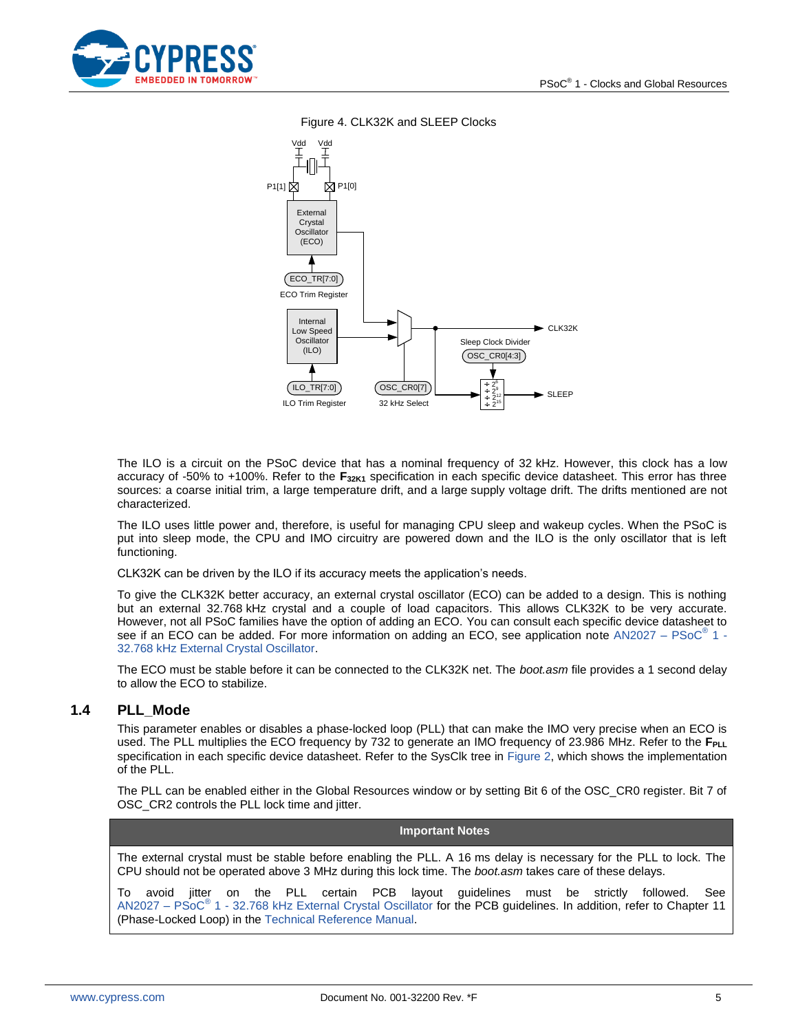Figure 4. CLK32K and SLEEP Clocks

The ILO is a circuit on the PSoC device that has a nominal frequency of 32 kHz. However, this clock has a low accuracy of -50% to +100%. Refer to the $\mathbf{F_{32K1}}$ specification in each specific device datasheet. This error has three sources: a coarse initial trim, a large temperature drift, and a large supply voltage drift. The drifts mentioned are not characterized.

The ILO uses little power and, therefore, is useful for managing CPU sleep and wakeup cycles. When the PSoC is put into sleep mode, the CPU and IMO circuitry are powered down and the ILO is the only oscillator that is left functioning.

CLK32K can be driven by the ILO if its accuracy meets the application's needs.

To give the CLK32K better accuracy, an external crystal oscillator (ECO) can be added to a design. This is nothing but an external 32.768 kHz crystal and a couple of load capacitors. This allows CLK32K to be very accurate. However, not all PSoC families have the option of adding an ECO. You can consult each specific device datasheet to see if an ECO can be added. For more information on adding an ECO, see application note AN2027 – PSoC® 1 - 32.768 kHz External Crystal Oscillator.

The ECO must be stable before it can be connected to the CLK32K net. The *boot.asm* file provides a 1 second delay to allow the ECO to stabilize.

## 1.4 PLL_Mode

This parameter enables or disables a phase-locked loop (PLL) that can make the IMO very precise when an ECO is used. The PLL multiplies the ECO frequency by 732 to generate an IMO frequency of 23.986 MHz. Refer to the $\mathbf{F_{PLL}}$ specification in each specific device datasheet. Refer to the SysClk tree in Figure 2, which shows the implementation of the PLL.

The PLL can be enabled either in the Global Resources window or by setting Bit 6 of the OSC_CR0 register. Bit 7 of OSC_CR2 controls the PLL lock time and jitter.

| Important Notes |
| --- |
| The external crystal must be stable before enabling the PLL. A 16 ms delay is necessary for the PLL to lock. The CPU should not be operated above 3 MHz during this lock time. The *boot.asm* takes care of these delays.<br><br>To avoid jitter on the PLL certain PCB layout guidelines must be strictly followed. See AN2027 – PSoC® 1 - 32.768 kHz External Crystal Oscillator for the PCB guidelines. In addition, refer to Chapter 11 (Phase-Locked Loop) in the Technical Reference Manual. |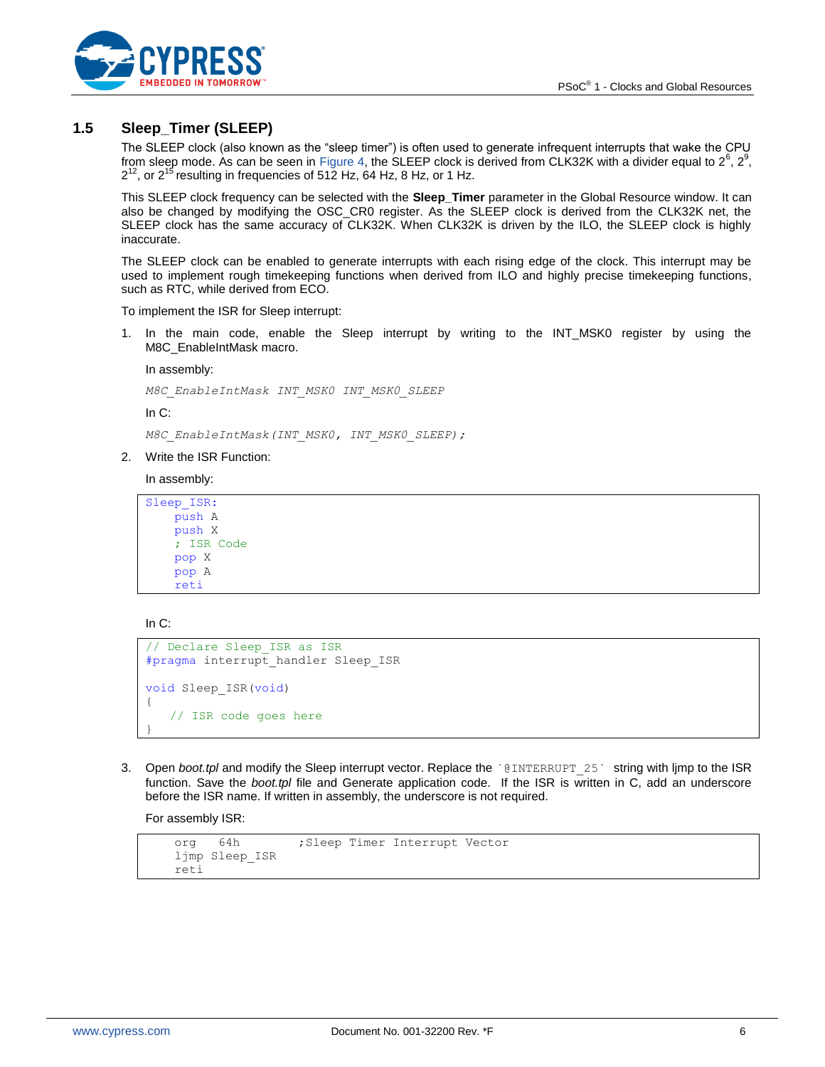## 1.5 Sleep_Timer (SLEEP)

The SLEEP clock (also known as the "sleep timer") is often used to generate infrequent interrupts that wake the CPU from sleep mode. As can be seen in Figure 4, the SLEEP clock is derived from CLK32K with a divider equal to $2^6$, $2^9$, $2^{12}$, or $2^{15}$ resulting in frequencies of 512 Hz, 64 Hz, 8 Hz, or 1 Hz.

This SLEEP clock frequency can be selected with the **Sleep_Timer** parameter in the Global Resource window. It can also be changed by modifying the OSC_CR0 register. As the SLEEP clock is derived from the CLK32K net, the SLEEP clock has the same accuracy of CLK32K. When CLK32K is driven by the ILO, the SLEEP clock is highly inaccurate.

The SLEEP clock can be enabled to generate interrupts with each rising edge of the clock. This interrupt may be used to implement rough timekeeping functions when derived from ILO and highly precise timekeeping functions, such as RTC, while derived from ECO.

To implement the ISR for Sleep interrupt:

1. In the main code, enable the Sleep interrupt by writing to the INT_MSK0 register by using the M8C_EnableIntMask macro.

   In assembly:

   ```
   M8C_EnableIntMask INT_MSK0 INT_MSK0_SLEEP
   ```

   In C:

   ```
   M8C_EnableIntMask(INT_MSK0, INT_MSK0_SLEEP);
   ```

2. Write the ISR Function:

   In assembly:

   ```
   Sleep_ISR:
       push A
       push X
       ; ISR Code
       pop X
       pop A
       reti
   ```

   In C:

   ```
   // Declare Sleep_ISR as ISR
   #pragma interrupt_handler Sleep_ISR

   void Sleep_ISR(void)
   {
      // ISR code goes here
   }
   ```

3. Open *boot.tpl* and modify the Sleep interrupt vector. Replace the `` `@INTERRUPT_25` `` string with ljmp to the ISR function. Save the *boot.tpl* file and Generate application code. If the ISR is written in C, add an underscore before the ISR name. If written in assembly, the underscore is not required.

   For assembly ISR:

   ```
       org   64h          ;Sleep Timer Interrupt Vector
       ljmp Sleep_ISR
       reti
   ```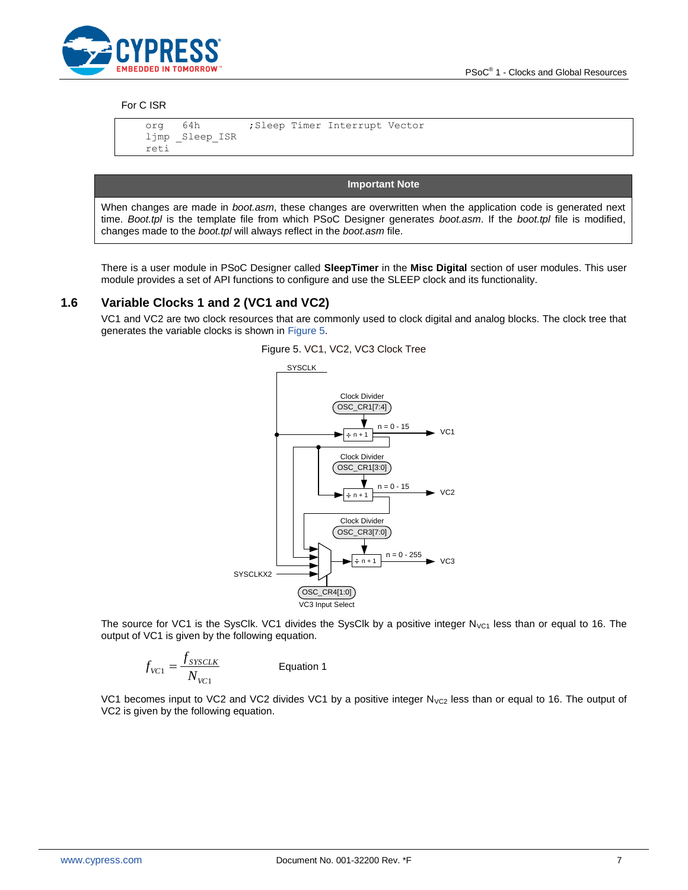For C ISR

```
    org   64h         ;Sleep Timer Interrupt Vector
    ljmp _Sleep_ISR
    reti
```

| Important Note |
|---|
| When changes are made in *boot.asm*, these changes are overwritten when the application code is generated next time. *Boot.tpl* is the template file from which PSoC Designer generates *boot.asm*. If the *boot.tpl* file is modified, changes made to the *boot.tpl* will always reflect in the *boot.asm* file. |

There is a user module in PSoC Designer called **SleepTimer** in the **Misc Digital** section of user modules. This user module provides a set of API functions to configure and use the SLEEP clock and its functionality.

## 1.6 Variable Clocks 1 and 2 (VC1 and VC2)

VC1 and VC2 are two clock resources that are commonly used to clock digital and analog blocks. The clock tree that generates the variable clocks is shown in Figure 5.

Figure 5. VC1, VC2, VC3 Clock Tree

The source for VC1 is the SysClk. VC1 divides the SysClk by a positive integer $N_{VC1}$ less than or equal to 16. The output of VC1 is given by the following equation.

$$f_{VC1} = \frac{f_{SYSCLK}}{N_{VC1}} \qquad \text{Equation 1}$$

VC1 becomes input to VC2 and VC2 divides VC1 by a positive integer $N_{VC2}$ less than or equal to 16. The output of VC2 is given by the following equation.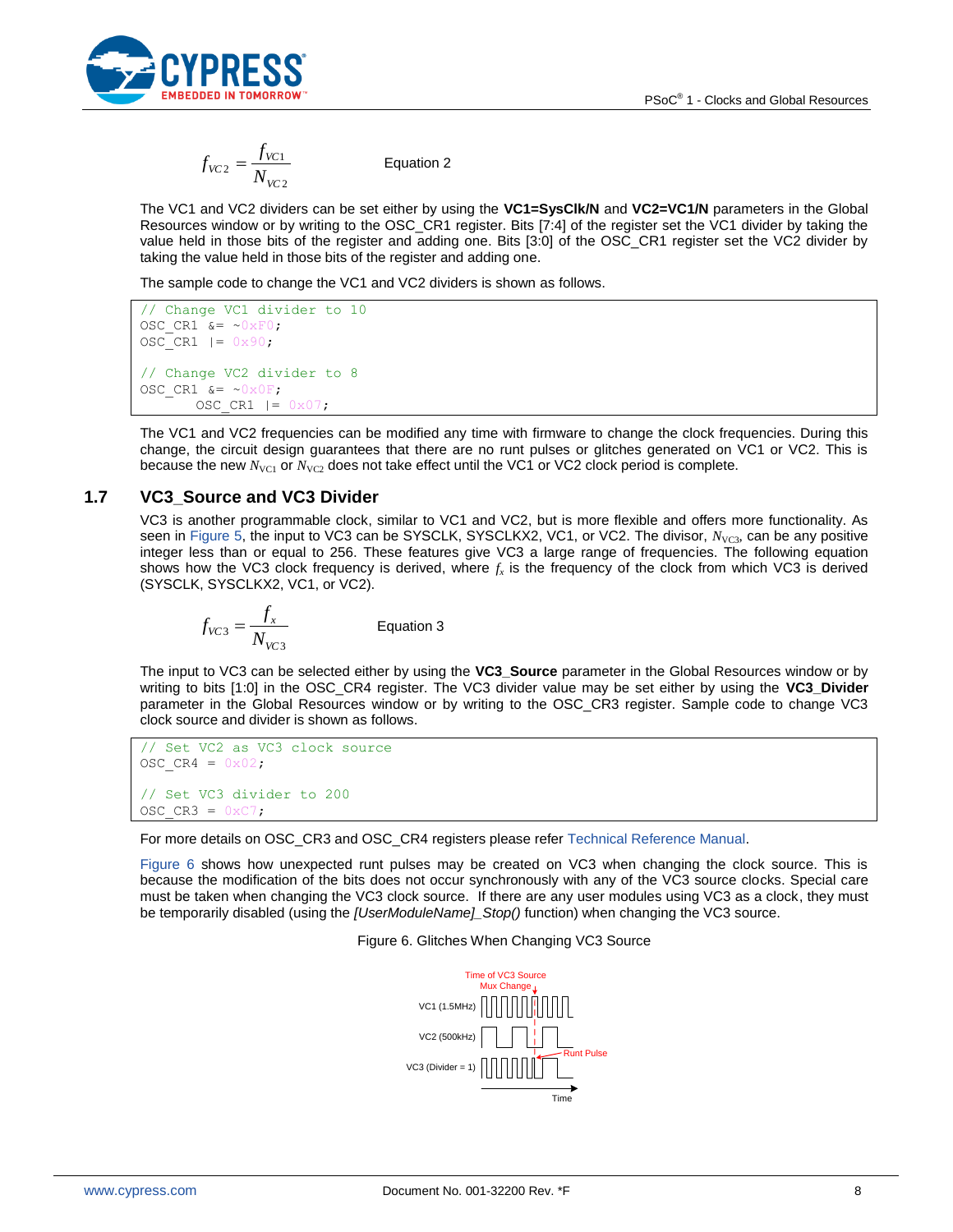$$f_{VC2} = \frac{f_{VC1}}{N_{VC2}} \qquad \text{Equation 2}$$

The VC1 and VC2 dividers can be set either by using the **VC1=SysClk/N** and **VC2=VC1/N** parameters in the Global Resources window or by writing to the OSC_CR1 register. Bits [7:4] of the register set the VC1 divider by taking the value held in those bits of the register and adding one. Bits [3:0] of the OSC_CR1 register set the VC2 divider by taking the value held in those bits of the register and adding one.

The sample code to change the VC1 and VC2 dividers is shown as follows.

```
// Change VC1 divider to 10
OSC_CR1 &= ~0xF0;
OSC_CR1 |= 0x90;

// Change VC2 divider to 8
OSC_CR1 &= ~0x0F;
        OSC_CR1 |= 0x07;
```

The VC1 and VC2 frequencies can be modified any time with firmware to change the clock frequencies. During this change, the circuit design guarantees that there are no runt pulses or glitches generated on VC1 or VC2. This is because the new $N_{VC1}$ or $N_{VC2}$ does not take effect until the VC1 or VC2 clock period is complete.

## 1.7 VC3_Source and VC3 Divider

VC3 is another programmable clock, similar to VC1 and VC2, but is more flexible and offers more functionality. As seen in Figure 5, the input to VC3 can be SYSCLK, SYSCLKX2, VC1, or VC2. The divisor, $N_{VC3}$, can be any positive integer less than or equal to 256. These features give VC3 a large range of frequencies. The following equation shows how the VC3 clock frequency is derived, where $f_x$ is the frequency of the clock from which VC3 is derived (SYSCLK, SYSCLKX2, VC1, or VC2).

$$f_{VC3} = \frac{f_x}{N_{VC3}} \qquad \text{Equation 3}$$

The input to VC3 can be selected either by using the **VC3_Source** parameter in the Global Resources window or by writing to bits [1:0] in the OSC_CR4 register. The VC3 divider value may be set either by using the **VC3_Divider** parameter in the Global Resources window or by writing to the OSC_CR3 register. Sample code to change VC3 clock source and divider is shown as follows.

```
// Set VC2 as VC3 clock source
OSC_CR4 = 0x02;

// Set VC3 divider to 200
OSC_CR3 = 0xC7;
```

For more details on OSC_CR3 and OSC_CR4 registers please refer Technical Reference Manual.

Figure 6 shows how unexpected runt pulses may be created on VC3 when changing the clock source. This is because the modification of the bits does not occur synchronously with any of the VC3 source clocks. Special care must be taken when changing the VC3 clock source. If there are any user modules using VC3 as a clock, they must be temporarily disabled (using the *[UserModuleName]_Stop()* function) when changing the VC3 source.

Figure 6. Glitches When Changing VC3 Source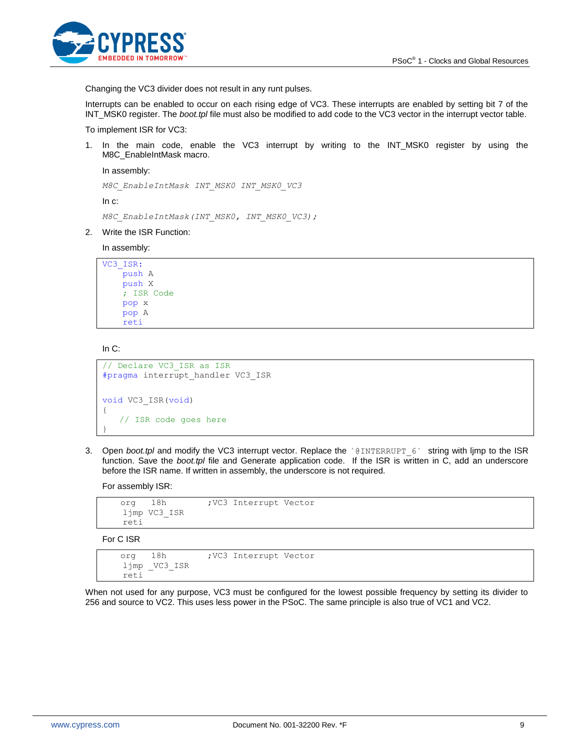Changing the VC3 divider does not result in any runt pulses.

Interrupts can be enabled to occur on each rising edge of VC3. These interrupts are enabled by setting bit 7 of the INT_MSK0 register. The *boot.tpl* file must also be modified to add code to the VC3 vector in the interrupt vector table.

To implement ISR for VC3:

1. In the main code, enable the VC3 interrupt by writing to the INT_MSK0 register by using the M8C_EnableIntMask macro.

   In assembly:

   *M8C_EnableIntMask INT_MSK0 INT_MSK0_VC3*

   In c:

   *M8C_EnableIntMask(INT_MSK0, INT_MSK0_VC3);*

2. Write the ISR Function:

   In assembly:

```
VC3_ISR:
    push A
    push X
    ; ISR Code
    pop x
    pop A
    reti
```

   In C:

```
// Declare VC3_ISR as ISR
#pragma interrupt_handler VC3_ISR

void VC3_ISR(void)
{
   // ISR code goes here
}
```

3. Open *boot.tpl* and modify the VC3 interrupt vector. Replace the `@INTERRUPT_6` string with ljmp to the ISR function. Save the *boot.tpl* file and Generate application code. If the ISR is written in C, add an underscore before the ISR name. If written in assembly, the underscore is not required.

   For assembly ISR:

```
   org   18h        ;VC3 Interrupt Vector
    ljmp VC3_ISR
    reti
```

   For C ISR

```
   org   18h        ;VC3 Interrupt Vector
    ljmp _VC3_ISR
    reti
```

When not used for any purpose, VC3 must be configured for the lowest possible frequency by setting its divider to 256 and source to VC2. This uses less power in the PSoC. The same principle is also true of VC1 and VC2.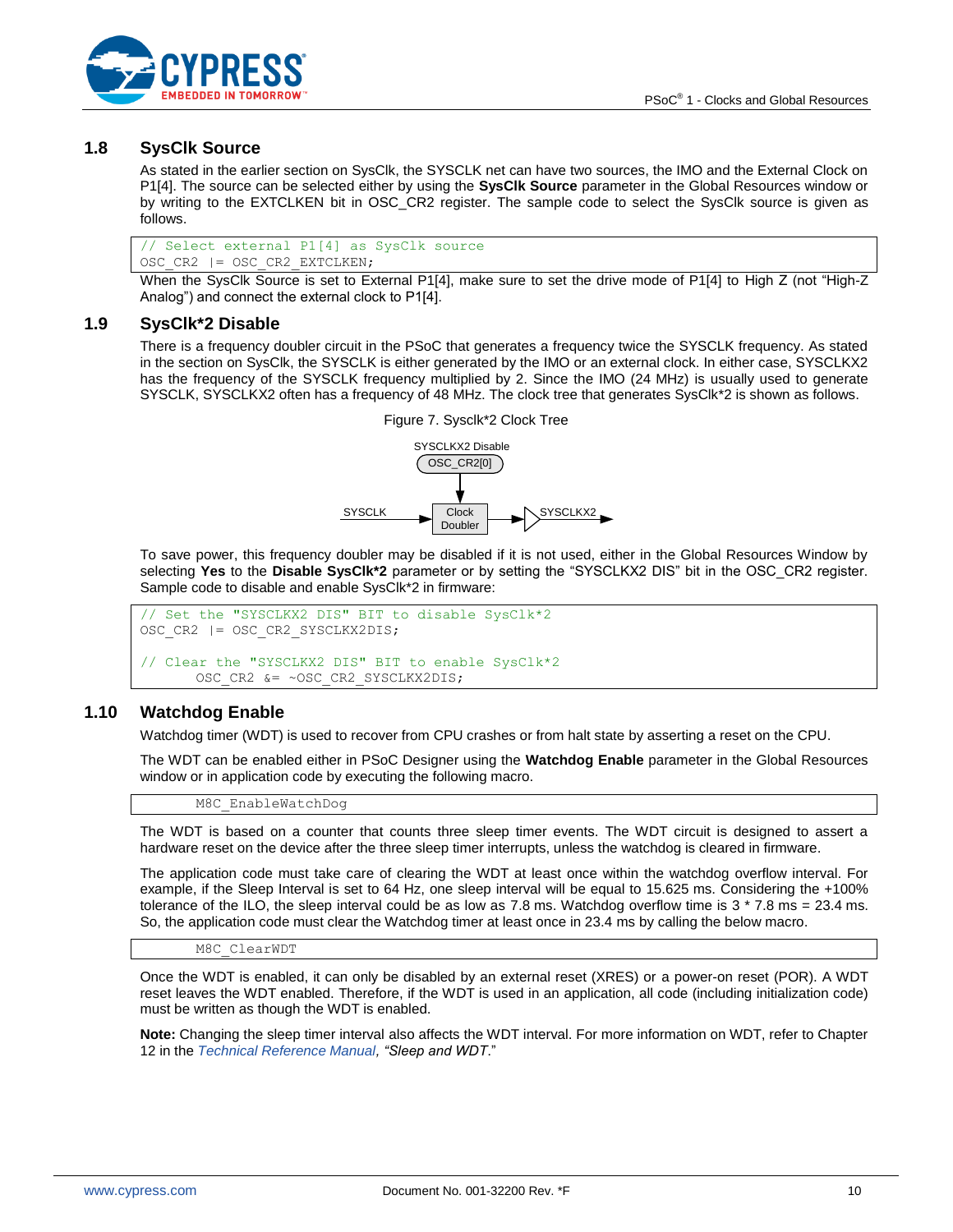## 1.8 SysClk Source

As stated in the earlier section on SysClk, the SYSCLK net can have two sources, the IMO and the External Clock on P1[4]. The source can be selected either by using the **SysClk Source** parameter in the Global Resources window or by writing to the EXTCLKEN bit in OSC_CR2 register. The sample code to select the SysClk source is given as follows.

```
// Select external P1[4] as SysClk source
OSC_CR2 |= OSC_CR2_EXTCLKEN;
```

When the SysClk Source is set to External P1[4], make sure to set the drive mode of P1[4] to High Z (not "High-Z Analog") and connect the external clock to P1[4].

## 1.9 SysClk*2 Disable

There is a frequency doubler circuit in the PSoC that generates a frequency twice the SYSCLK frequency. As stated in the section on SysClk, the SYSCLK is either generated by the IMO or an external clock. In either case, SYSCLKX2 has the frequency of the SYSCLK frequency multiplied by 2. Since the IMO (24 MHz) is usually used to generate SYSCLK, SYSCLKX2 often has a frequency of 48 MHz. The clock tree that generates SysClk*2 is shown as follows.

Figure 7. Sysclk*2 Clock Tree

SYSCLKX2 Disable
OSC_CR2[0]
SYSCLK
Clock Doubler
SYSCLKX2

To save power, this frequency doubler may be disabled if it is not used, either in the Global Resources Window by selecting **Yes** to the **Disable SysClk*2** parameter or by setting the "SYSCLKX2 DIS" bit in the OSC_CR2 register. Sample code to disable and enable SysClk*2 in firmware:

```
// Set the "SYSCLKX2 DIS" BIT to disable SysClk*2
OSC_CR2 |= OSC_CR2_SYSCLKX2DIS;

// Clear the "SYSCLKX2 DIS" BIT to enable SysClk*2
        OSC_CR2 &= ~OSC_CR2_SYSCLKX2DIS;
```

## 1.10 Watchdog Enable

Watchdog timer (WDT) is used to recover from CPU crashes or from halt state by asserting a reset on the CPU.

The WDT can be enabled either in PSoC Designer using the **Watchdog Enable** parameter in the Global Resources window or in application code by executing the following macro.

```
        M8C_EnableWatchDog
```

The WDT is based on a counter that counts three sleep timer events. The WDT circuit is designed to assert a hardware reset on the device after the three sleep timer interrupts, unless the watchdog is cleared in firmware.

The application code must take care of clearing the WDT at least once within the watchdog overflow interval. For example, if the Sleep Interval is set to 64 Hz, one sleep interval will be equal to 15.625 ms. Considering the +100% tolerance of the ILO, the sleep interval could be as low as 7.8 ms. Watchdog overflow time is 3 * 7.8 ms = 23.4 ms. So, the application code must clear the Watchdog timer at least once in 23.4 ms by calling the below macro.

```
        M8C_ClearWDT
```

Once the WDT is enabled, it can only be disabled by an external reset (XRES) or a power-on reset (POR). A WDT reset leaves the WDT enabled. Therefore, if the WDT is used in an application, all code (including initialization code) must be written as though the WDT is enabled.

**Note:** Changing the sleep timer interval also affects the WDT interval. For more information on WDT, refer to Chapter 12 in the *Technical Reference Manual*, *"Sleep and WDT*."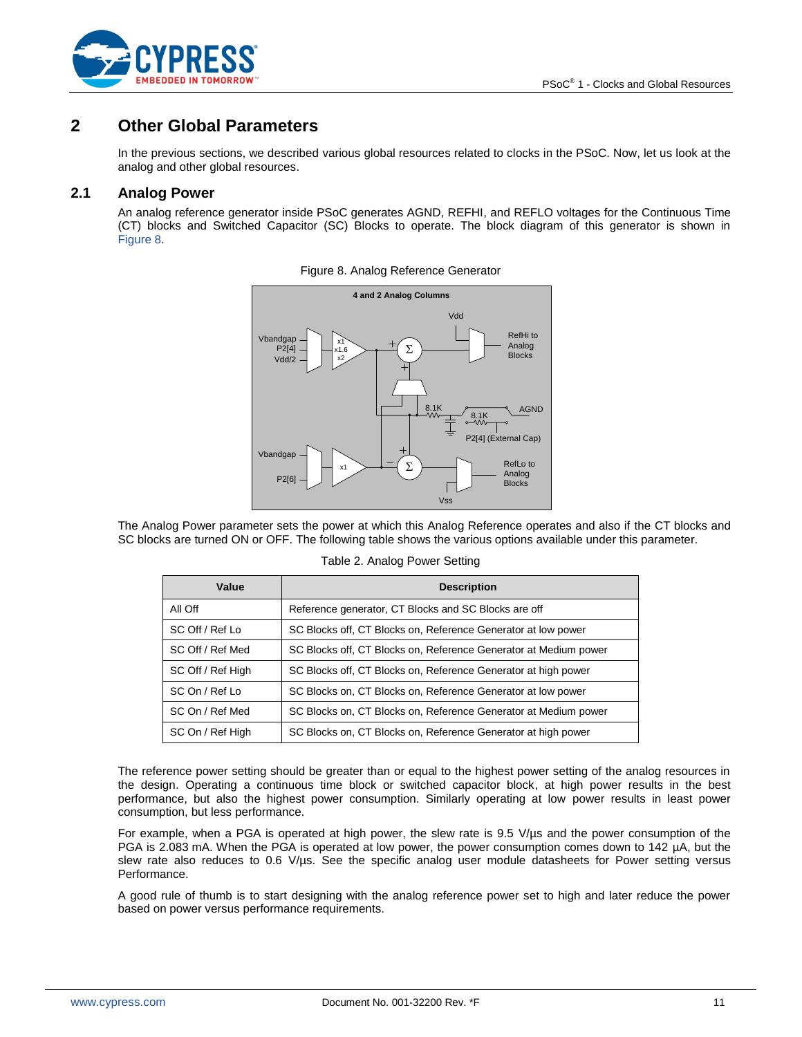# 2 Other Global Parameters

In the previous sections, we described various global resources related to clocks in the PSoC. Now, let us look at the analog and other global resources.

## 2.1 Analog Power

An analog reference generator inside PSoC generates AGND, REFHI, and REFLO voltages for the Continuous Time (CT) blocks and Switched Capacitor (SC) Blocks to operate. The block diagram of this generator is shown in Figure 8.

Figure 8. Analog Reference Generator

The Analog Power parameter sets the power at which this Analog Reference operates and also if the CT blocks and SC blocks are turned ON or OFF. The following table shows the various options available under this parameter.

Table 2. Analog Power Setting

| Value | Description |
|---|---|
| All Off | Reference generator, CT Blocks and SC Blocks are off |
| SC Off / Ref Lo | SC Blocks off, CT Blocks on, Reference Generator at low power |
| SC Off / Ref Med | SC Blocks off, CT Blocks on, Reference Generator at Medium power |
| SC Off / Ref High | SC Blocks off, CT Blocks on, Reference Generator at high power |
| SC On / Ref Lo | SC Blocks on, CT Blocks on, Reference Generator at low power |
| SC On / Ref Med | SC Blocks on, CT Blocks on, Reference Generator at Medium power |
| SC On / Ref High | SC Blocks on, CT Blocks on, Reference Generator at high power |

The reference power setting should be greater than or equal to the highest power setting of the analog resources in the design. Operating a continuous time block or switched capacitor block, at high power results in the best performance, but also the highest power consumption. Similarly operating at low power results in least power consumption, but less performance.

For example, when a PGA is operated at high power, the slew rate is 9.5 V/µs and the power consumption of the PGA is 2.083 mA. When the PGA is operated at low power, the power consumption comes down to 142 µA, but the slew rate also reduces to 0.6 V/µs. See the specific analog user module datasheets for Power setting versus Performance.

A good rule of thumb is to start designing with the analog reference power set to high and later reduce the power based on power versus performance requirements.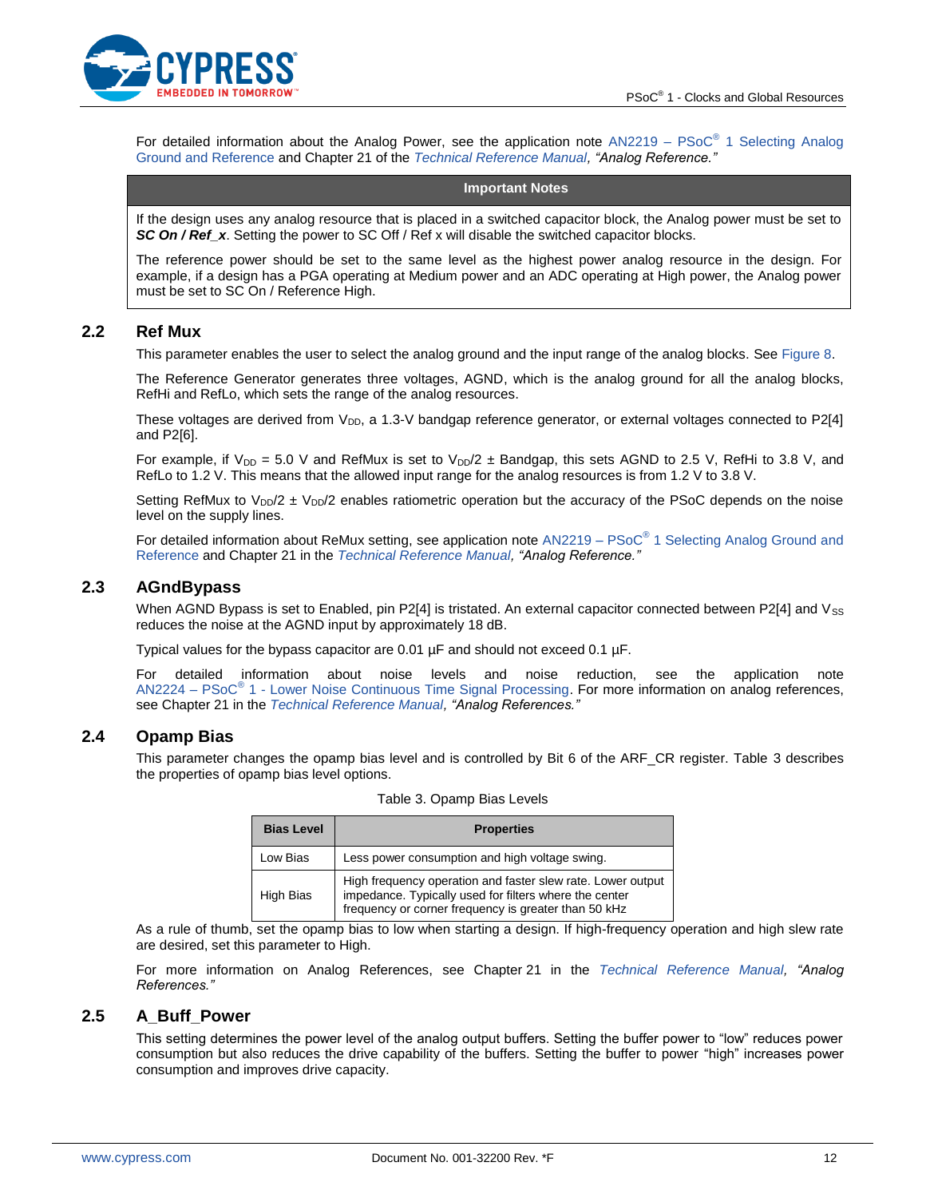For detailed information about the Analog Power, see the application note AN2219 – PSoC® 1 Selecting Analog Ground and Reference and Chapter 21 of the *Technical Reference Manual, "Analog Reference."*

| Important Notes |
| --- |
| If the design uses any analog resource that is placed in a switched capacitor block, the Analog power must be set to ***SC On / Ref_x***. Setting the power to SC Off / Ref x will disable the switched capacitor blocks.<br><br>The reference power should be set to the same level as the highest power analog resource in the design. For example, if a design has a PGA operating at Medium power and an ADC operating at High power, the Analog power must be set to SC On / Reference High. |

## 2.2 Ref Mux

This parameter enables the user to select the analog ground and the input range of the analog blocks. See Figure 8.

The Reference Generator generates three voltages, AGND, which is the analog ground for all the analog blocks, RefHi and RefLo, which sets the range of the analog resources.

These voltages are derived from $V_{DD}$, a 1.3-V bandgap reference generator, or external voltages connected to P2[4] and P2[6].

For example, if $V_{DD}$ = 5.0 V and RefMux is set to $V_{DD}/2$ ± Bandgap, this sets AGND to 2.5 V, RefHi to 3.8 V, and RefLo to 1.2 V. This means that the allowed input range for the analog resources is from 1.2 V to 3.8 V.

Setting RefMux to $V_{DD}/2$ ± $V_{DD}/2$ enables ratiometric operation but the accuracy of the PSoC depends on the noise level on the supply lines.

For detailed information about ReMux setting, see application note AN2219 – PSoC® 1 Selecting Analog Ground and Reference and Chapter 21 in the *Technical Reference Manual, "Analog Reference."*

## 2.3 AGndBypass

When AGND Bypass is set to Enabled, pin P2[4] is tristated. An external capacitor connected between P2[4] and $V_{SS}$ reduces the noise at the AGND input by approximately 18 dB.

Typical values for the bypass capacitor are 0.01 µF and should not exceed 0.1 µF.

For detailed information about noise levels and noise reduction, see the application note AN2224 – PSoC® 1 - Lower Noise Continuous Time Signal Processing. For more information on analog references, see Chapter 21 in the *Technical Reference Manual, "Analog References."*

## 2.4 Opamp Bias

This parameter changes the opamp bias level and is controlled by Bit 6 of the ARF_CR register. Table 3 describes the properties of opamp bias level options.

Table 3. Opamp Bias Levels

| Bias Level | Properties |
| --- | --- |
| Low Bias | Less power consumption and high voltage swing. |
| High Bias | High frequency operation and faster slew rate. Lower output impedance. Typically used for filters where the center frequency or corner frequency is greater than 50 kHz |

As a rule of thumb, set the opamp bias to low when starting a design. If high-frequency operation and high slew rate are desired, set this parameter to High.

For more information on Analog References, see Chapter 21 in the *Technical Reference Manual, "Analog References."*

## 2.5 A_Buff_Power

This setting determines the power level of the analog output buffers. Setting the buffer power to "low" reduces power consumption but also reduces the drive capability of the buffers. Setting the buffer to power "high" increases power consumption and improves drive capacity.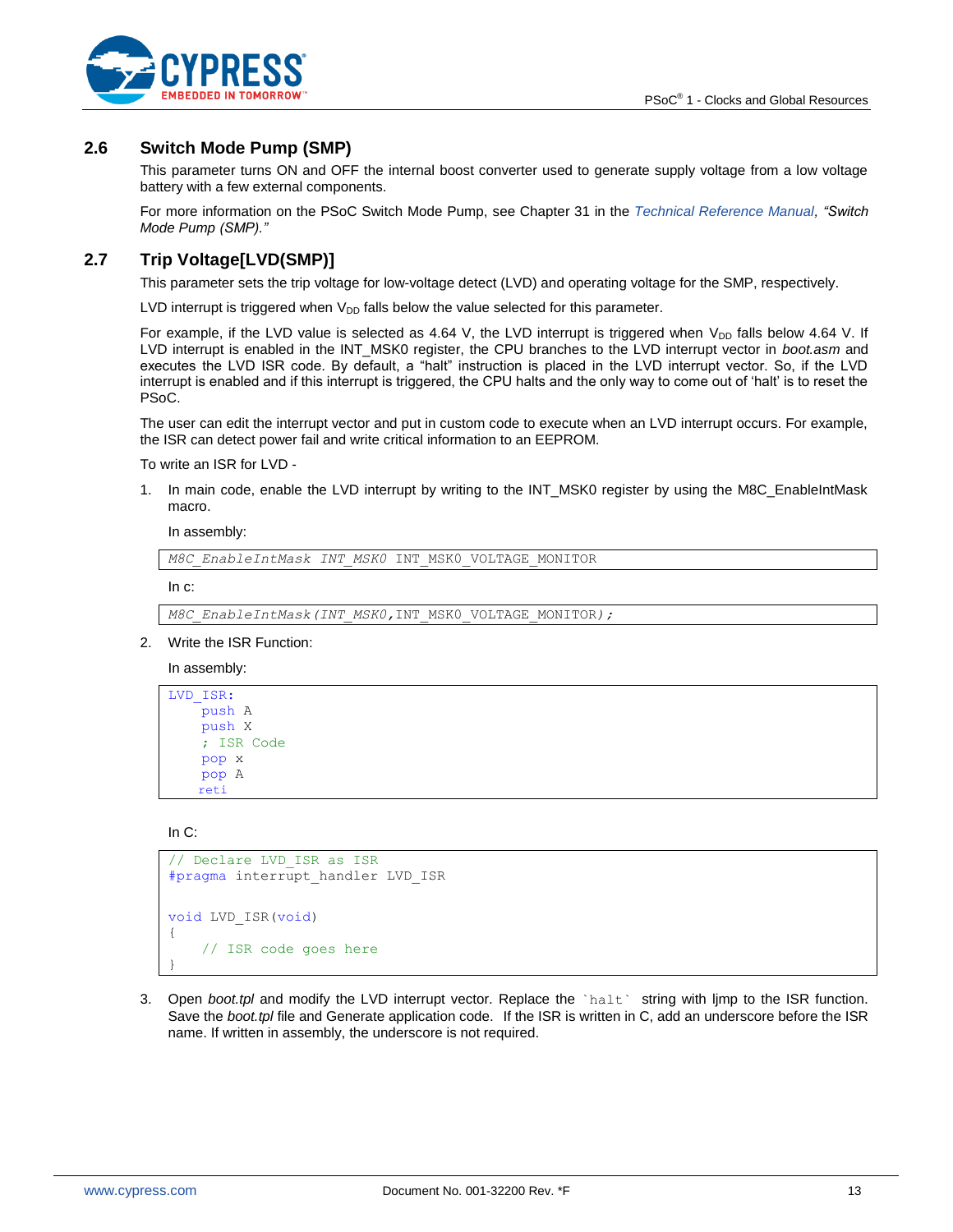## 2.6 Switch Mode Pump (SMP)

This parameter turns ON and OFF the internal boost converter used to generate supply voltage from a low voltage battery with a few external components.

For more information on the PSoC Switch Mode Pump, see Chapter 31 in the *Technical Reference Manual*, *"Switch Mode Pump (SMP)."*

## 2.7 Trip Voltage[LVD(SMP)]

This parameter sets the trip voltage for low-voltage detect (LVD) and operating voltage for the SMP, respectively.

LVD interrupt is triggered when $V_{DD}$ falls below the value selected for this parameter.

For example, if the LVD value is selected as 4.64 V, the LVD interrupt is triggered when $V_{DD}$ falls below 4.64 V. If LVD interrupt is enabled in the INT_MSK0 register, the CPU branches to the LVD interrupt vector in *boot.asm* and executes the LVD ISR code. By default, a "halt" instruction is placed in the LVD interrupt vector. So, if the LVD interrupt is enabled and if this interrupt is triggered, the CPU halts and the only way to come out of 'halt' is to reset the PSoC.

The user can edit the interrupt vector and put in custom code to execute when an LVD interrupt occurs. For example, the ISR can detect power fail and write critical information to an EEPROM.

To write an ISR for LVD -

1. In main code, enable the LVD interrupt by writing to the INT_MSK0 register by using the M8C_EnableIntMask macro.

   In assembly:

   ```
   M8C_EnableIntMask INT_MSK0 INT_MSK0_VOLTAGE_MONITOR
   ```

   In c:

   ```
   M8C_EnableIntMask(INT_MSK0,INT_MSK0_VOLTAGE_MONITOR);
   ```

2. Write the ISR Function:

   In assembly:

   ```
   LVD_ISR:
       push A
       push X
       ; ISR Code
       pop x
       pop A
       reti
   ```

   In C:

   ```
   // Declare LVD_ISR as ISR
   #pragma interrupt_handler LVD_ISR

   void LVD_ISR(void)
   {
       // ISR code goes here
   }
   ```

3. Open *boot.tpl* and modify the LVD interrupt vector. Replace the `halt` string with ljmp to the ISR function. Save the *boot.tpl* file and Generate application code. If the ISR is written in C, add an underscore before the ISR name. If written in assembly, the underscore is not required.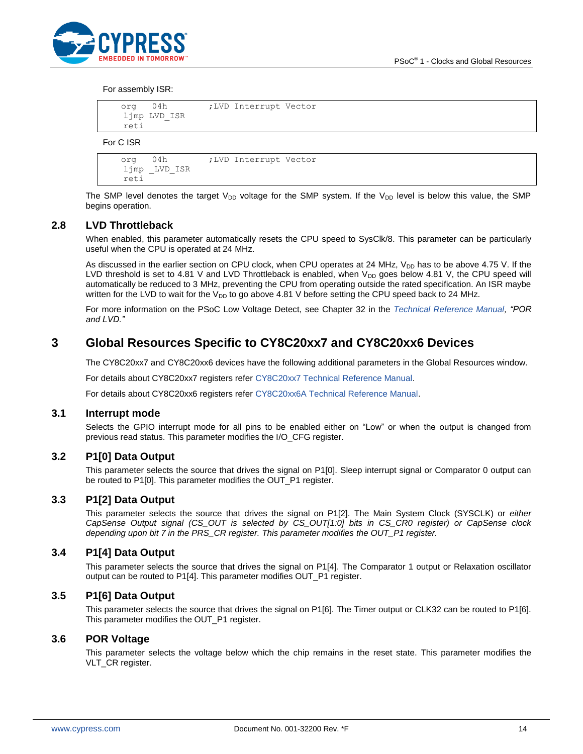For assembly ISR:

```
org   04h         ;LVD Interrupt Vector
 ljmp LVD_ISR
 reti
```

For C ISR

```
org   04h         ;LVD Interrupt Vector
 ljmp _LVD_ISR
 reti
```

The SMP level denotes the target $V_{DD}$ voltage for the SMP system. If the $V_{DD}$ level is below this value, the SMP begins operation.

### 2.8 LVD Throttleback

When enabled, this parameter automatically resets the CPU speed to SysClk/8. This parameter can be particularly useful when the CPU is operated at 24 MHz.

As discussed in the earlier section on CPU clock, when CPU operates at 24 MHz, $V_{DD}$ has to be above 4.75 V. If the LVD threshold is set to 4.81 V and LVD Throttleback is enabled, when $V_{DD}$ goes below 4.81 V, the CPU speed will automatically be reduced to 3 MHz, preventing the CPU from operating outside the rated specification. An ISR maybe written for the LVD to wait for the $V_{DD}$ to go above 4.81 V before setting the CPU speed back to 24 MHz.

For more information on the PSoC Low Voltage Detect, see Chapter 32 in the *Technical Reference Manual, "POR and LVD."*

## 3 Global Resources Specific to CY8C20xx7 and CY8C20xx6 Devices

The CY8C20xx7 and CY8C20xx6 devices have the following additional parameters in the Global Resources window.

For details about CY8C20xx7 registers refer CY8C20xx7 Technical Reference Manual.

For details about CY8C20xx6 registers refer CY8C20xx6A Technical Reference Manual.

### 3.1 Interrupt mode

Selects the GPIO interrupt mode for all pins to be enabled either on "Low" or when the output is changed from previous read status. This parameter modifies the I/O_CFG register.

### 3.2 P1[0] Data Output

This parameter selects the source that drives the signal on P1[0]. Sleep interrupt signal or Comparator 0 output can be routed to P1[0]. This parameter modifies the OUT_P1 register.

### 3.3 P1[2] Data Output

This parameter selects the source that drives the signal on P1[2]. The Main System Clock (SYSCLK) or *either CapSense Output signal (CS_OUT is selected by CS_OUT[1:0] bits in CS_CR0 register) or CapSense clock depending upon bit 7 in the PRS_CR register. This parameter modifies the OUT_P1 register.*

### 3.4 P1[4] Data Output

This parameter selects the source that drives the signal on P1[4]. The Comparator 1 output or Relaxation oscillator output can be routed to P1[4]. This parameter modifies OUT_P1 register.

### 3.5 P1[6] Data Output

This parameter selects the source that drives the signal on P1[6]. The Timer output or CLK32 can be routed to P1[6]. This parameter modifies the OUT_P1 register.

### 3.6 POR Voltage

This parameter selects the voltage below which the chip remains in the reset state. This parameter modifies the VLT_CR register.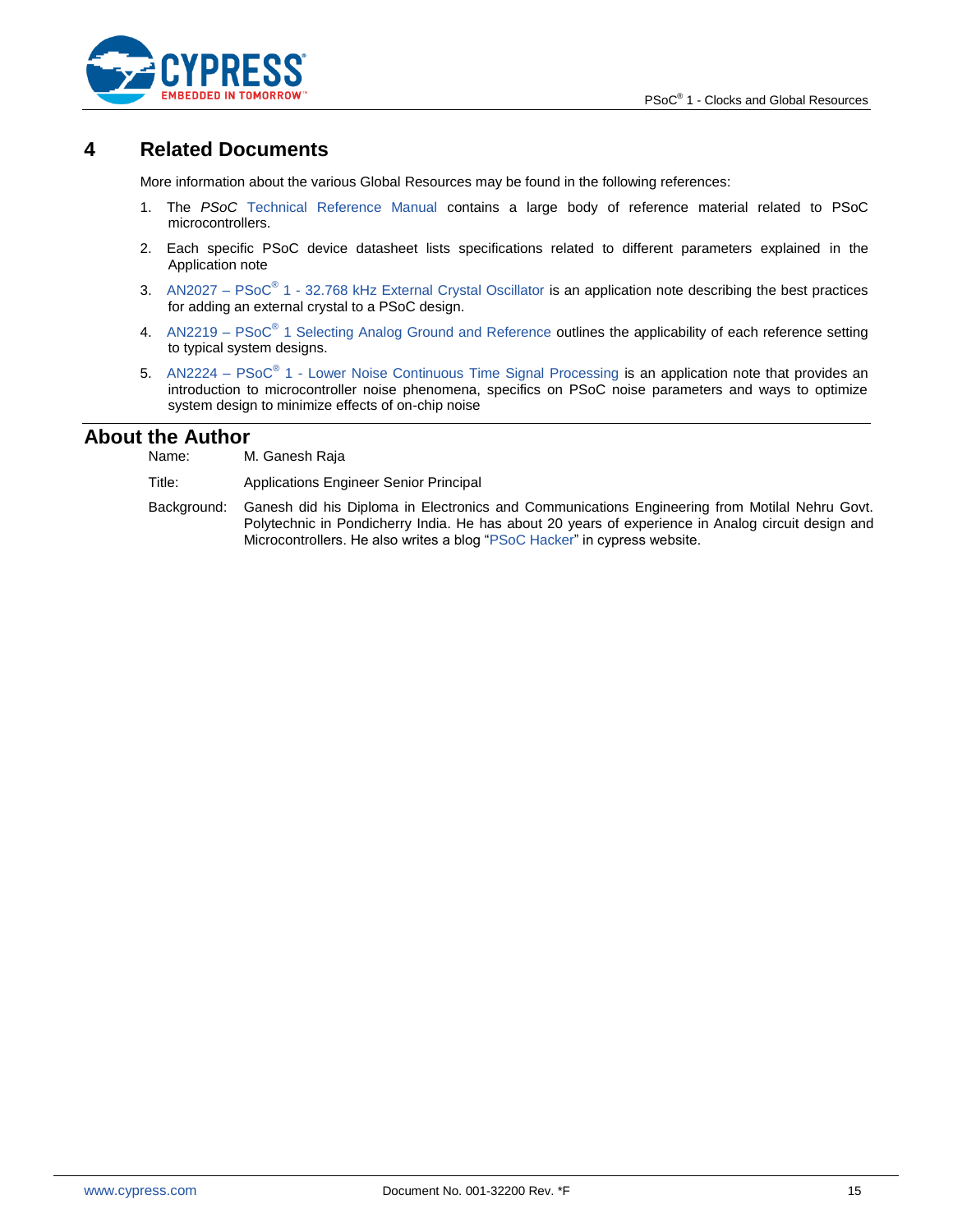# 4 Related Documents

More information about the various Global Resources may be found in the following references:

1. The *PSoC* Technical Reference Manual contains a large body of reference material related to PSoC microcontrollers.
2. Each specific PSoC device datasheet lists specifications related to different parameters explained in the Application note
3. AN2027 – PSoC® 1 - 32.768 kHz External Crystal Oscillator is an application note describing the best practices for adding an external crystal to a PSoC design.
4. AN2219 – PSoC® 1 Selecting Analog Ground and Reference outlines the applicability of each reference setting to typical system designs.
5. AN2224 – PSoC® 1 - Lower Noise Continuous Time Signal Processing is an application note that provides an introduction to microcontroller noise phenomena, specifics on PSoC noise parameters and ways to optimize system design to minimize effects of on-chip noise

## About the Author

Name: M. Ganesh Raja

Title: Applications Engineer Senior Principal

Background: Ganesh did his Diploma in Electronics and Communications Engineering from Motilal Nehru Govt. Polytechnic in Pondicherry India. He has about 20 years of experience in Analog circuit design and Microcontrollers. He also writes a blog "PSoC Hacker" in cypress website.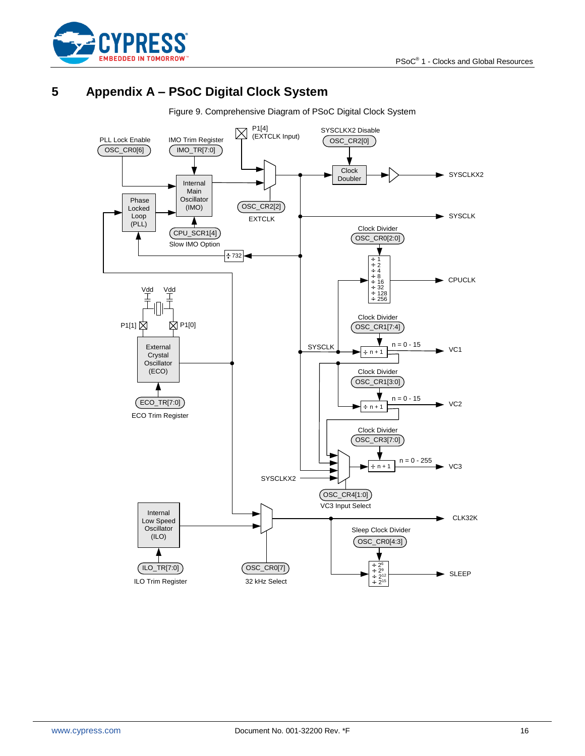# 5 Appendix A – PSoC Digital Clock System

Figure 9. Comprehensive Diagram of PSoC Digital Clock System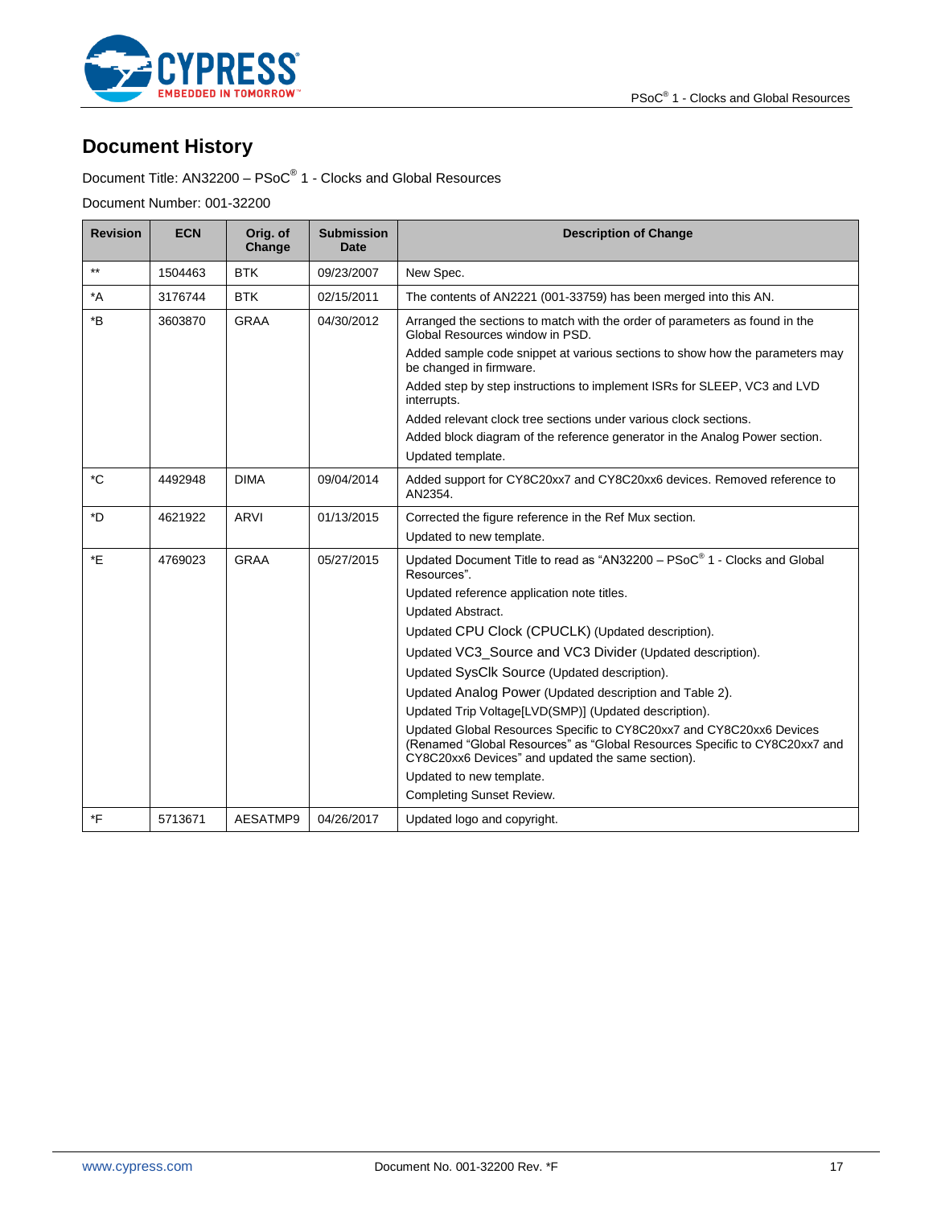# Document History

Document Title: AN32200 – PSoC® 1 - Clocks and Global Resources

Document Number: 001-32200

| Revision | ECN | Orig. of Change | Submission Date | Description of Change |
|---|---|---|---|---|
| ** | 1504463 | BTK | 09/23/2007 | New Spec. |
| *A | 3176744 | BTK | 02/15/2011 | The contents of AN2221 (001-33759) has been merged into this AN. |
| *B | 3603870 | GRAA | 04/30/2012 | Arranged the sections to match with the order of parameters as found in the Global Resources window in PSD.<br>Added sample code snippet at various sections to show how the parameters may be changed in firmware.<br>Added step by step instructions to implement ISRs for SLEEP, VC3 and LVD interrupts.<br>Added relevant clock tree sections under various clock sections.<br>Added block diagram of the reference generator in the Analog Power section.<br>Updated template. |
| *C | 4492948 | DIMA | 09/04/2014 | Added support for CY8C20xx7 and CY8C20xx6 devices. Removed reference to AN2354. |
| *D | 4621922 | ARVI | 01/13/2015 | Corrected the figure reference in the Ref Mux section.<br>Updated to new template. |
| *E | 4769023 | GRAA | 05/27/2015 | Updated Document Title to read as "AN32200 – PSoC® 1 - Clocks and Global Resources".<br>Updated reference application note titles.<br>Updated Abstract.<br>Updated CPU Clock (CPUCLK) (Updated description).<br>Updated VC3_Source and VC3 Divider (Updated description).<br>Updated SysClk Source (Updated description).<br>Updated Analog Power (Updated description and Table 2).<br>Updated Trip Voltage[LVD(SMP)] (Updated description).<br>Updated Global Resources Specific to CY8C20xx7 and CY8C20xx6 Devices (Renamed "Global Resources" as "Global Resources Specific to CY8C20xx7 and CY8C20xx6 Devices" and updated the same section).<br>Updated to new template.<br>Completing Sunset Review. |
| *F | 5713671 | AESATMP9 | 04/26/2017 | Updated logo and copyright. |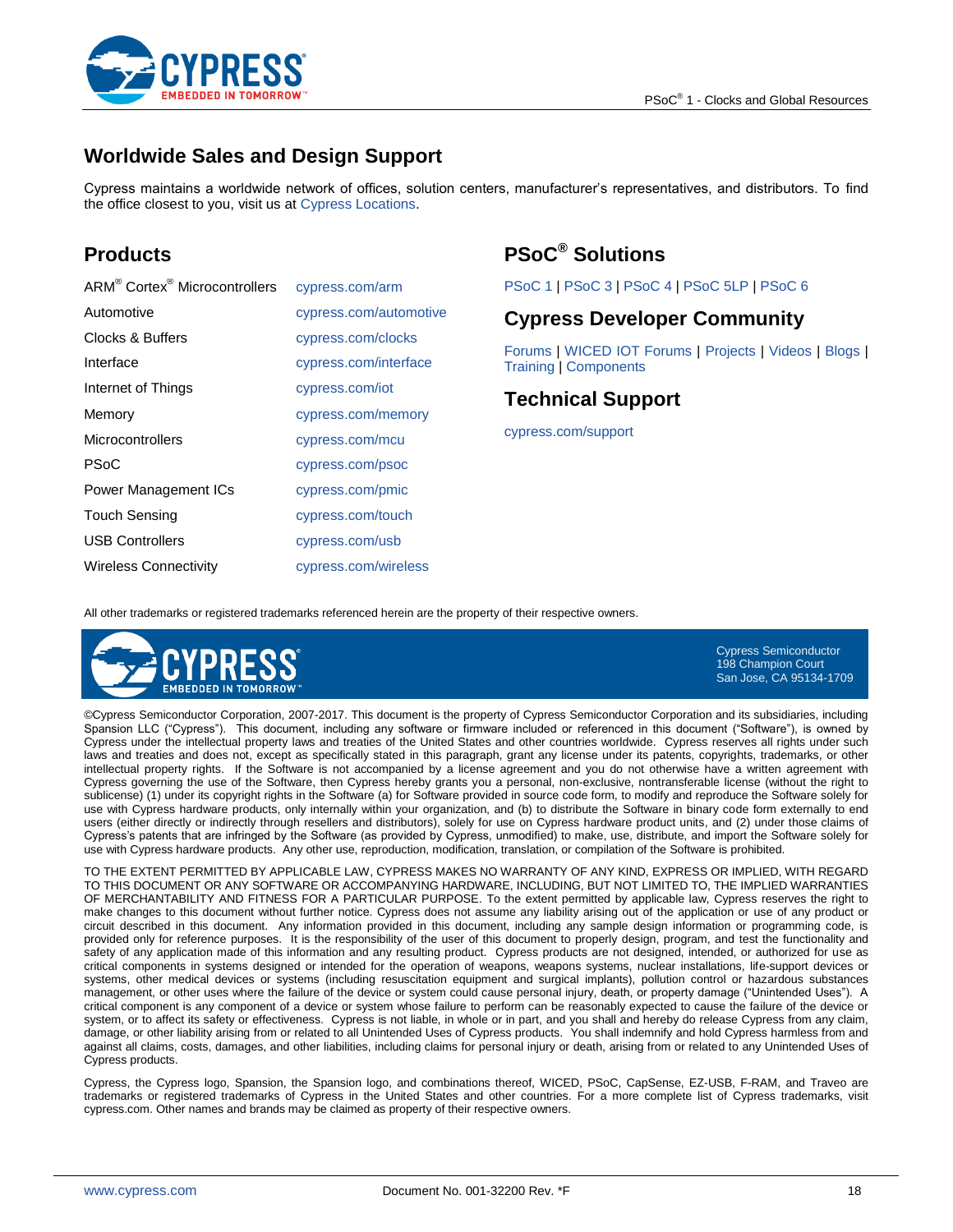## Worldwide Sales and Design Support

Cypress maintains a worldwide network of offices, solution centers, manufacturer's representatives, and distributors. To find the office closest to you, visit us at Cypress Locations.

## Products

| | |
|---|---|
| ARM® Cortex® Microcontrollers | cypress.com/arm |
| Automotive | cypress.com/automotive |
| Clocks & Buffers | cypress.com/clocks |
| Interface | cypress.com/interface |
| Internet of Things | cypress.com/iot |
| Memory | cypress.com/memory |
| Microcontrollers | cypress.com/mcu |
| PSoC | cypress.com/psoc |
| Power Management ICs | cypress.com/pmic |
| Touch Sensing | cypress.com/touch |
| USB Controllers | cypress.com/usb |
| Wireless Connectivity | cypress.com/wireless |

## PSoC® Solutions

PSoC 1 | PSoC 3 | PSoC 4 | PSoC 5LP | PSoC 6

## Cypress Developer Community

Forums | WICED IOT Forums | Projects | Videos | Blogs | Training | Components

## Technical Support

cypress.com/support

All other trademarks or registered trademarks referenced herein are the property of their respective owners.

Cypress Semiconductor
198 Champion Court
San Jose, CA 95134-1709

©Cypress Semiconductor Corporation, 2007-2017. This document is the property of Cypress Semiconductor Corporation and its subsidiaries, including Spansion LLC ("Cypress"). This document, including any software or firmware included or referenced in this document ("Software"), is owned by Cypress under the intellectual property laws and treaties of the United States and other countries worldwide. Cypress reserves all rights under such laws and treaties and does not, except as specifically stated in this paragraph, grant any license under its patents, copyrights, trademarks, or other intellectual property rights. If the Software is not accompanied by a license agreement and you do not otherwise have a written agreement with Cypress governing the use of the Software, then Cypress hereby grants you a personal, non-exclusive, nontransferable license (without the right to sublicense) (1) under its copyright rights in the Software (a) for Software provided in source code form, to modify and reproduce the Software solely for use with Cypress hardware products, only internally within your organization, and (b) to distribute the Software in binary code form externally to end users (either directly or indirectly through resellers and distributors), solely for use on Cypress hardware product units, and (2) under those claims of Cypress's patents that are infringed by the Software (as provided by Cypress, unmodified) to make, use, distribute, and import the Software solely for use with Cypress hardware products. Any other use, reproduction, modification, translation, or compilation of the Software is prohibited.

TO THE EXTENT PERMITTED BY APPLICABLE LAW, CYPRESS MAKES NO WARRANTY OF ANY KIND, EXPRESS OR IMPLIED, WITH REGARD TO THIS DOCUMENT OR ANY SOFTWARE OR ACCOMPANYING HARDWARE, INCLUDING, BUT NOT LIMITED TO, THE IMPLIED WARRANTIES OF MERCHANTABILITY AND FITNESS FOR A PARTICULAR PURPOSE. To the extent permitted by applicable law, Cypress reserves the right to make changes to this document without further notice. Cypress does not assume any liability arising out of the application or use of any product or circuit described in this document. Any information provided in this document, including any sample design information or programming code, is provided only for reference purposes. It is the responsibility of the user of this document to properly design, program, and test the functionality and safety of any application made of this information and any resulting product. Cypress products are not designed, intended, or authorized for use as critical components in systems designed or intended for the operation of weapons, weapons systems, nuclear installations, life-support devices or systems, other medical devices or systems (including resuscitation equipment and surgical implants), pollution control or hazardous substances management, or other uses where the failure of the device or system could cause personal injury, death, or property damage ("Unintended Uses"). A critical component is any component of a device or system whose failure to perform can be reasonably expected to cause the failure of the device or system, or to affect its safety or effectiveness. Cypress is not liable, in whole or in part, and you shall and hereby do release Cypress from any claim, damage, or other liability arising from or related to all Unintended Uses of Cypress products. You shall indemnify and hold Cypress harmless from and against all claims, costs, damages, and other liabilities, including claims for personal injury or death, arising from or related to any Unintended Uses of Cypress products.

Cypress, the Cypress logo, Spansion, the Spansion logo, and combinations thereof, WICED, PSoC, CapSense, EZ-USB, F-RAM, and Traveo are trademarks or registered trademarks of Cypress in the United States and other countries. For a more complete list of Cypress trademarks, visit cypress.com. Other names and brands may be claimed as property of their respective owners.